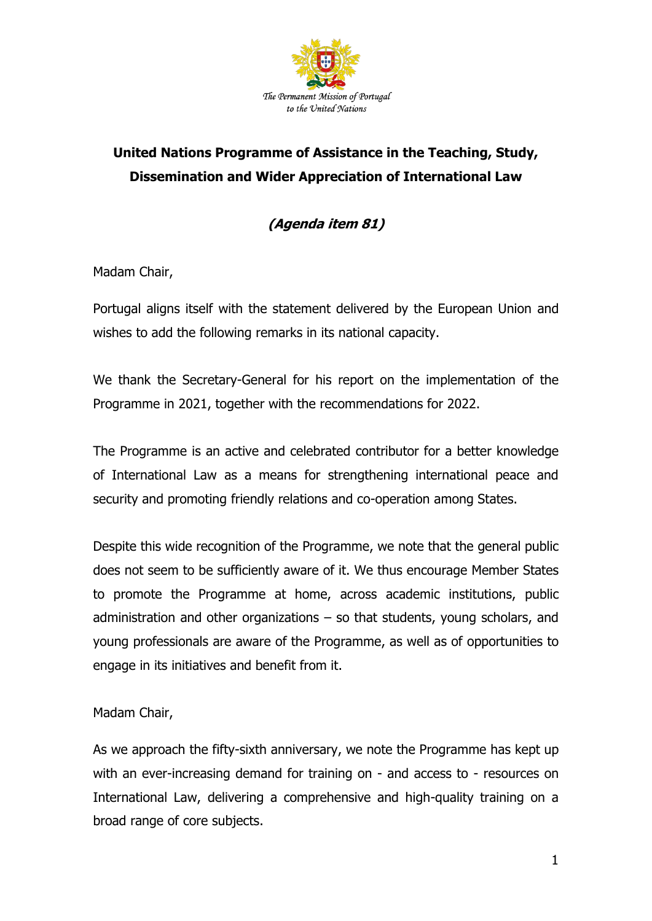The Permanent Mission of Portugal to the United Nations

# United Nations Programme of Assistance in the Teaching, Study, Dissemination and Wider Appreciation of International Law

***(Agenda item 81)***

Madam Chair,

Portugal aligns itself with the statement delivered by the European Union and wishes to add the following remarks in its national capacity.

We thank the Secretary-General for his report on the implementation of the Programme in 2021, together with the recommendations for 2022.

The Programme is an active and celebrated contributor for a better knowledge of International Law as a means for strengthening international peace and security and promoting friendly relations and co-operation among States.

Despite this wide recognition of the Programme, we note that the general public does not seem to be sufficiently aware of it. We thus encourage Member States to promote the Programme at home, across academic institutions, public administration and other organizations – so that students, young scholars, and young professionals are aware of the Programme, as well as of opportunities to engage in its initiatives and benefit from it.

Madam Chair,

As we approach the fifty-sixth anniversary, we note the Programme has kept up with an ever-increasing demand for training on - and access to - resources on International Law, delivering a comprehensive and high-quality training on a broad range of core subjects.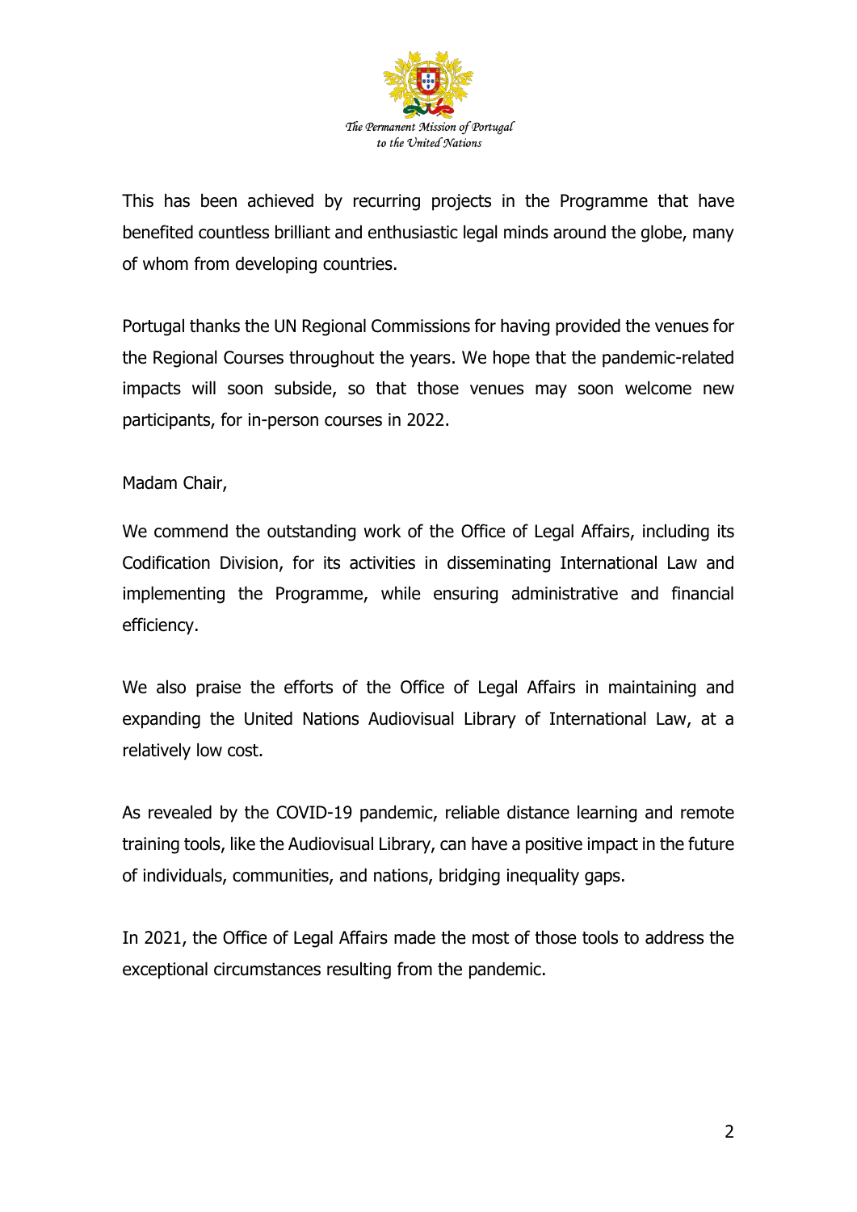This has been achieved by recurring projects in the Programme that have benefited countless brilliant and enthusiastic legal minds around the globe, many of whom from developing countries.

Portugal thanks the UN Regional Commissions for having provided the venues for the Regional Courses throughout the years. We hope that the pandemic-related impacts will soon subside, so that those venues may soon welcome new participants, for in-person courses in 2022.

Madam Chair,

We commend the outstanding work of the Office of Legal Affairs, including its Codification Division, for its activities in disseminating International Law and implementing the Programme, while ensuring administrative and financial efficiency.

We also praise the efforts of the Office of Legal Affairs in maintaining and expanding the United Nations Audiovisual Library of International Law, at a relatively low cost.

As revealed by the COVID-19 pandemic, reliable distance learning and remote training tools, like the Audiovisual Library, can have a positive impact in the future of individuals, communities, and nations, bridging inequality gaps.

In 2021, the Office of Legal Affairs made the most of those tools to address the exceptional circumstances resulting from the pandemic.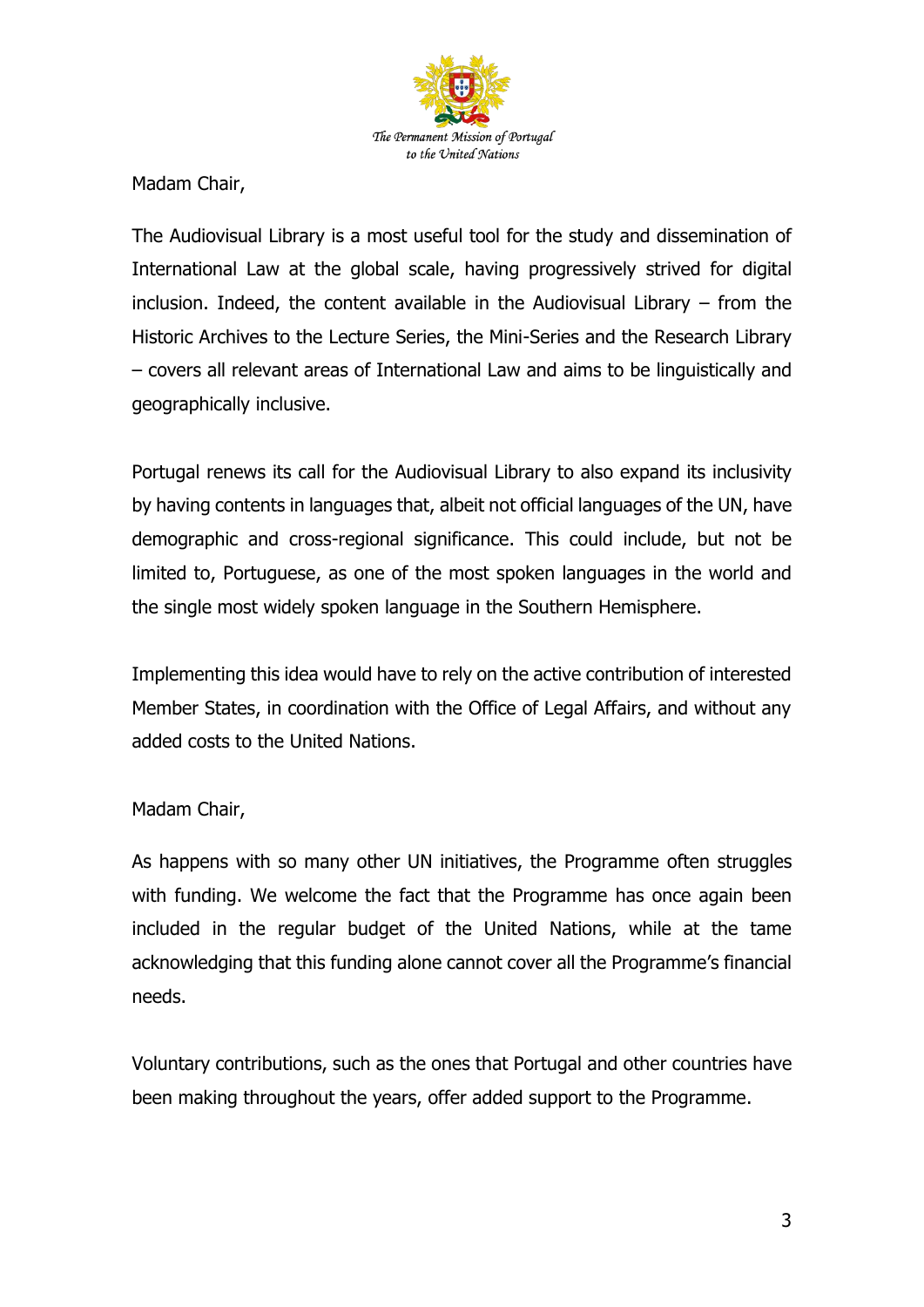*The Permanent Mission of Portugal to the United Nations*

Madam Chair,

The Audiovisual Library is a most useful tool for the study and dissemination of International Law at the global scale, having progressively strived for digital inclusion. Indeed, the content available in the Audiovisual Library – from the Historic Archives to the Lecture Series, the Mini-Series and the Research Library – covers all relevant areas of International Law and aims to be linguistically and geographically inclusive.

Portugal renews its call for the Audiovisual Library to also expand its inclusivity by having contents in languages that, albeit not official languages of the UN, have demographic and cross-regional significance. This could include, but not be limited to, Portuguese, as one of the most spoken languages in the world and the single most widely spoken language in the Southern Hemisphere.

Implementing this idea would have to rely on the active contribution of interested Member States, in coordination with the Office of Legal Affairs, and without any added costs to the United Nations.

Madam Chair,

As happens with so many other UN initiatives, the Programme often struggles with funding. We welcome the fact that the Programme has once again been included in the regular budget of the United Nations, while at the tame acknowledging that this funding alone cannot cover all the Programme's financial needs.

Voluntary contributions, such as the ones that Portugal and other countries have been making throughout the years, offer added support to the Programme.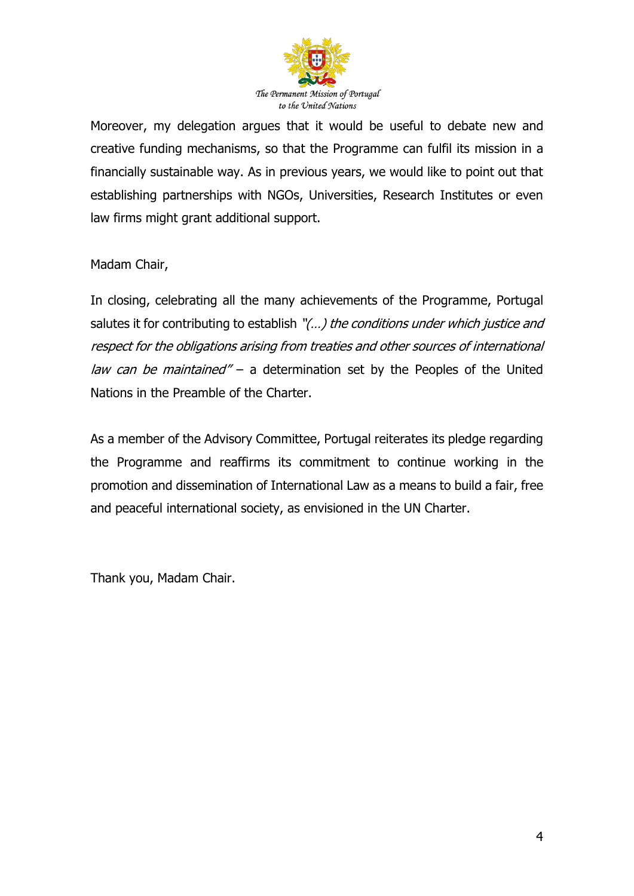Moreover, my delegation argues that it would be useful to debate new and creative funding mechanisms, so that the Programme can fulfil its mission in a financially sustainable way. As in previous years, we would like to point out that establishing partnerships with NGOs, Universities, Research Institutes or even law firms might grant additional support.

Madam Chair,

In closing, celebrating all the many achievements of the Programme, Portugal salutes it for contributing to establish *"(…) the conditions under which justice and respect for the obligations arising from treaties and other sources of international law can be maintained"* – a determination set by the Peoples of the United Nations in the Preamble of the Charter.

As a member of the Advisory Committee, Portugal reiterates its pledge regarding the Programme and reaffirms its commitment to continue working in the promotion and dissemination of International Law as a means to build a fair, free and peaceful international society, as envisioned in the UN Charter.

Thank you, Madam Chair.